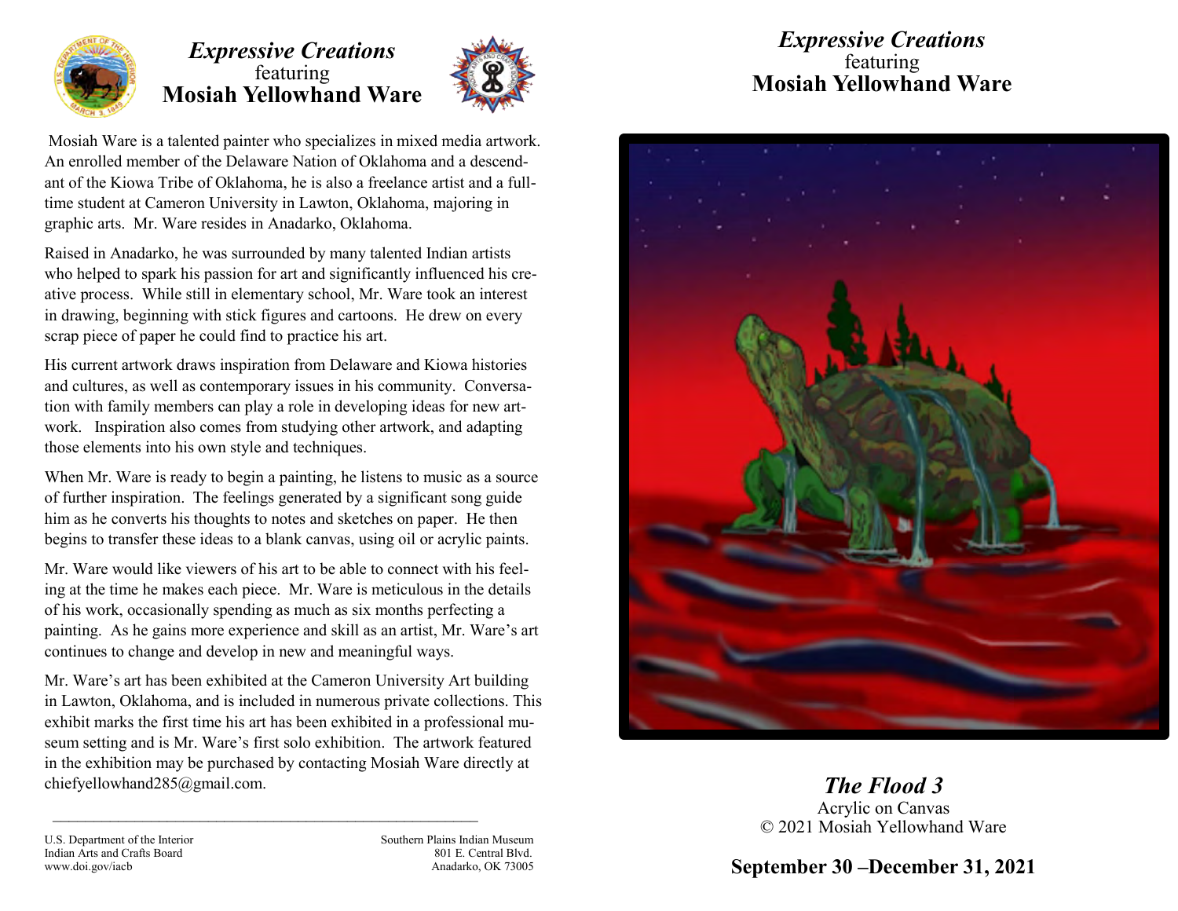# *Expressive Creations*
featuring
## Mosiah Yellowhand Ware

Mosiah Ware is a talented painter who specializes in mixed media artwork. An enrolled member of the Delaware Nation of Oklahoma and a descendant of the Kiowa Tribe of Oklahoma, he is also a freelance artist and a full-time student at Cameron University in Lawton, Oklahoma, majoring in graphic arts. Mr. Ware resides in Anadarko, Oklahoma.

Raised in Anadarko, he was surrounded by many talented Indian artists who helped to spark his passion for art and significantly influenced his creative process. While still in elementary school, Mr. Ware took an interest in drawing, beginning with stick figures and cartoons. He drew on every scrap piece of paper he could find to practice his art.

His current artwork draws inspiration from Delaware and Kiowa histories and cultures, as well as contemporary issues in his community. Conversation with family members can play a role in developing ideas for new artwork. Inspiration also comes from studying other artwork, and adapting those elements into his own style and techniques.

When Mr. Ware is ready to begin a painting, he listens to music as a source of further inspiration. The feelings generated by a significant song guide him as he converts his thoughts to notes and sketches on paper. He then begins to transfer these ideas to a blank canvas, using oil or acrylic paints.

Mr. Ware would like viewers of his art to be able to connect with his feeling at the time he makes each piece. Mr. Ware is meticulous in the details of his work, occasionally spending as much as six months perfecting a painting. As he gains more experience and skill as an artist, Mr. Ware's art continues to change and develop in new and meaningful ways.

Mr. Ware's art has been exhibited at the Cameron University Art building in Lawton, Oklahoma, and is included in numerous private collections. This exhibit marks the first time his art has been exhibited in a professional museum setting and is Mr. Ware's first solo exhibition. The artwork featured in the exhibition may be purchased by contacting Mosiah Ware directly at chiefyellowhand285@gmail.com.

U.S. Department of the Interior
Indian Arts and Crafts Board
www.doi.gov/iacb

Southern Plains Indian Museum
801 E. Central Blvd.
Anadarko, OK 73005

# *Expressive Creations*
featuring
## Mosiah Yellowhand Ware

***The Flood 3***
Acrylic on Canvas
© 2021 Mosiah Yellowhand Ware

**September 30 –December 31, 2021**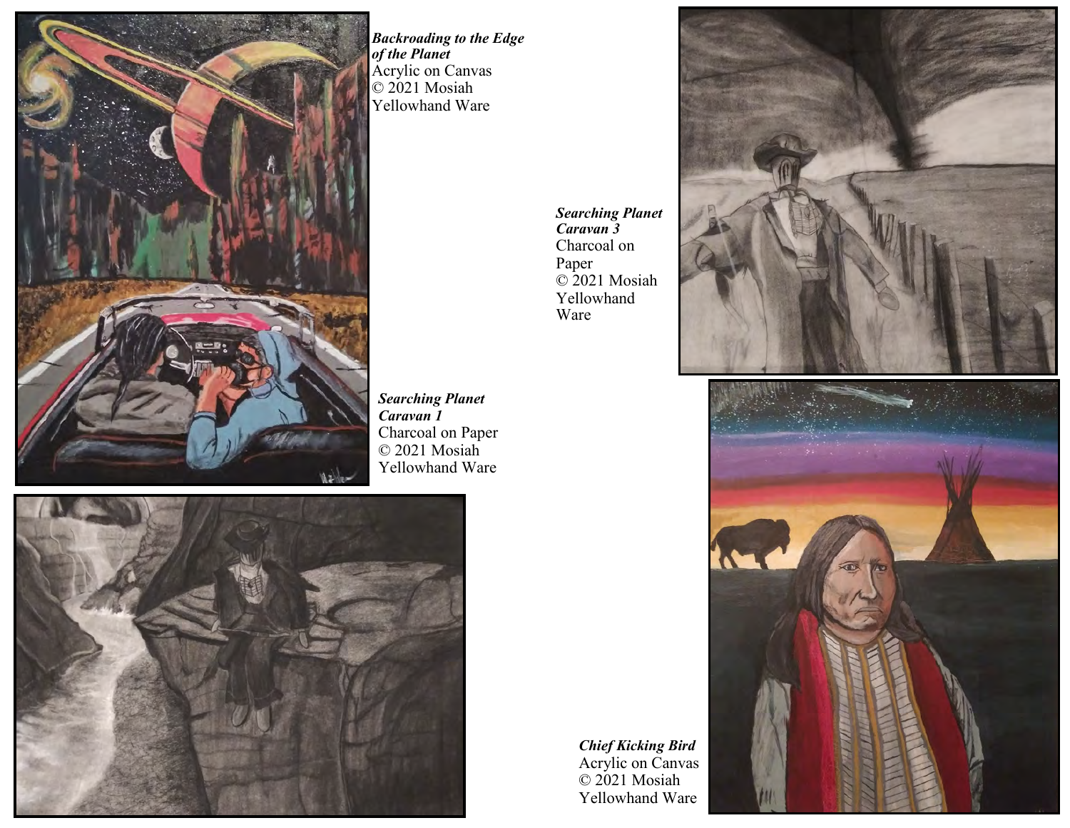***Backroading to the Edge of the Planet***
Acrylic on Canvas
© 2021 Mosiah Yellowhand Ware

***Searching Planet Caravan 3***
Charcoal on Paper
© 2021 Mosiah Yellowhand Ware

***Searching Planet Caravan 1***
Charcoal on Paper
© 2021 Mosiah Yellowhand Ware

***Chief Kicking Bird***
Acrylic on Canvas
© 2021 Mosiah Yellowhand Ware